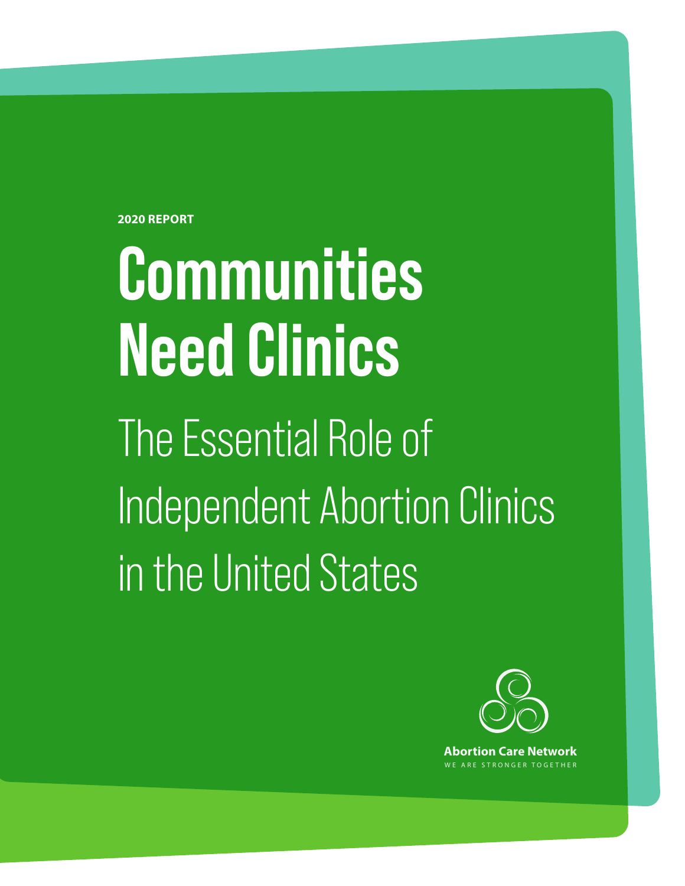2020 REPORT

# Communities Need Clinics

## The Essential Role of Independent Abortion Clinics in the United States

**Abortion Care Network**

WE ARE STRONGER TOGETHER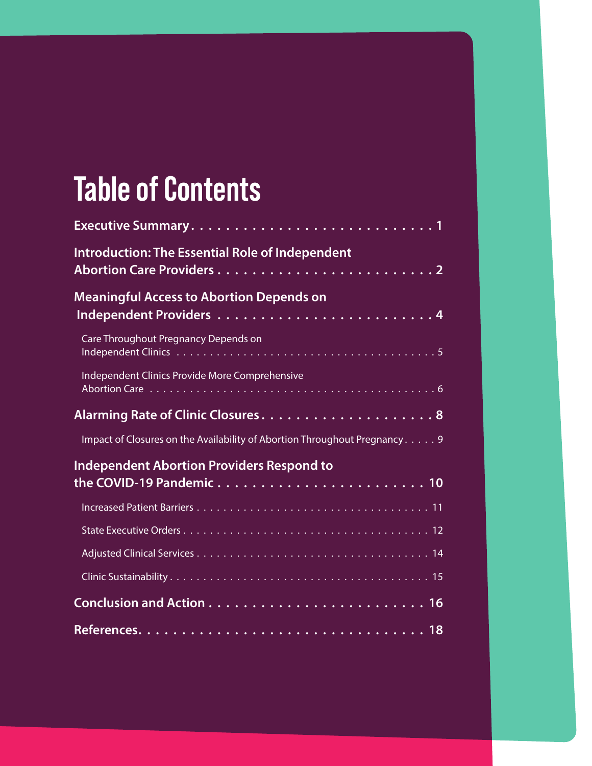# Table of Contents

**Executive Summary** . . . . . . . . . . . . . . . . . . . . . . . . . . . . 1

**Introduction: The Essential Role of Independent Abortion Care Providers** . . . . . . . . . . . . . . . . . . . . . . . . 2

**Meaningful Access to Abortion Depends on Independent Providers** . . . . . . . . . . . . . . . . . . . . . . . . 4

Care Throughout Pregnancy Depends on Independent Clinics . . . . . . . . . . . . . . . . . . . . . . . . . . . . . . . . . . . . . . 5

Independent Clinics Provide More Comprehensive Abortion Care . . . . . . . . . . . . . . . . . . . . . . . . . . . . . . . . . . . . . . . . . 6

**Alarming Rate of Clinic Closures** . . . . . . . . . . . . . . . . . . . . 8

Impact of Closures on the Availability of Abortion Throughout Pregnancy . . . . . 9

**Independent Abortion Providers Respond to the COVID-19 Pandemic** . . . . . . . . . . . . . . . . . . . . . . . . 10

Increased Patient Barriers . . . . . . . . . . . . . . . . . . . . . . . . . . . . . . . . . . 11

State Executive Orders . . . . . . . . . . . . . . . . . . . . . . . . . . . . . . . . . . . 12

Adjusted Clinical Services . . . . . . . . . . . . . . . . . . . . . . . . . . . . . . . . . 14

Clinic Sustainability . . . . . . . . . . . . . . . . . . . . . . . . . . . . . . . . . . . . 15

**Conclusion and Action** . . . . . . . . . . . . . . . . . . . . . . . . . 16

**References** . . . . . . . . . . . . . . . . . . . . . . . . . . . . . . . . . 18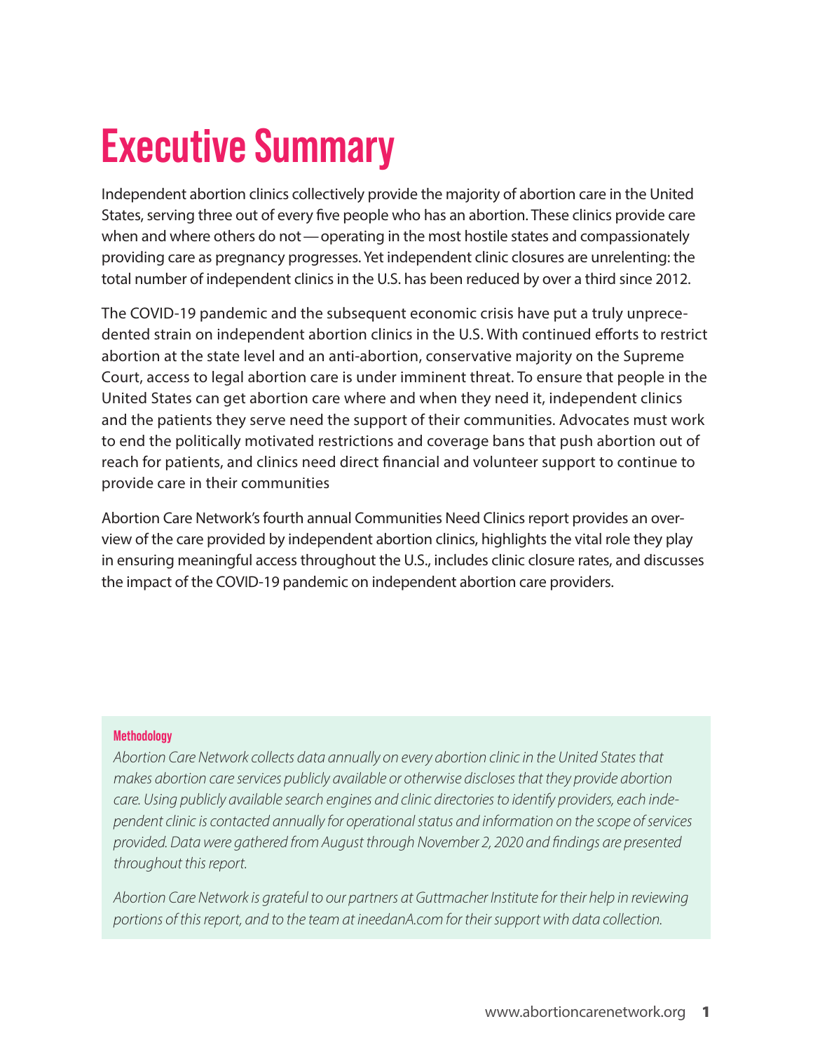# Executive Summary

Independent abortion clinics collectively provide the majority of abortion care in the United States, serving three out of every five people who has an abortion. These clinics provide care when and where others do not — operating in the most hostile states and compassionately providing care as pregnancy progresses. Yet independent clinic closures are unrelenting: the total number of independent clinics in the U.S. has been reduced by over a third since 2012.

The COVID-19 pandemic and the subsequent economic crisis have put a truly unprecedented strain on independent abortion clinics in the U.S. With continued efforts to restrict abortion at the state level and an anti-abortion, conservative majority on the Supreme Court, access to legal abortion care is under imminent threat. To ensure that people in the United States can get abortion care where and when they need it, independent clinics and the patients they serve need the support of their communities. Advocates must work to end the politically motivated restrictions and coverage bans that push abortion out of reach for patients, and clinics need direct financial and volunteer support to continue to provide care in their communities

Abortion Care Network's fourth annual Communities Need Clinics report provides an overview of the care provided by independent abortion clinics, highlights the vital role they play in ensuring meaningful access throughout the U.S., includes clinic closure rates, and discusses the impact of the COVID-19 pandemic on independent abortion care providers.

**Methodology**

*Abortion Care Network collects data annually on every abortion clinic in the United States that makes abortion care services publicly available or otherwise discloses that they provide abortion care. Using publicly available search engines and clinic directories to identify providers, each independent clinic is contacted annually for operational status and information on the scope of services provided. Data were gathered from August through November 2, 2020 and findings are presented throughout this report.*

*Abortion Care Network is grateful to our partners at Guttmacher Institute for their help in reviewing portions of this report, and to the team at ineedanA.com for their support with data collection.*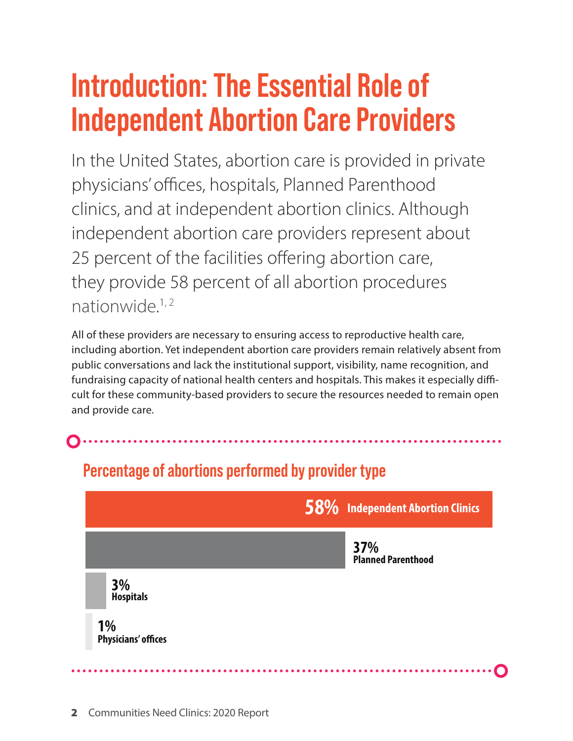# Introduction: The Essential Role of Independent Abortion Care Providers

In the United States, abortion care is provided in private physicians' offices, hospitals, Planned Parenthood clinics, and at independent abortion clinics. Although independent abortion care providers represent about 25 percent of the facilities offering abortion care, they provide 58 percent of all abortion procedures nationwide.[1, 2]

All of these providers are necessary to ensuring access to reproductive health care, including abortion. Yet independent abortion care providers remain relatively absent from public conversations and lack the institutional support, visibility, name recognition, and fundraising capacity of national health centers and hospitals. This makes it especially difficult for these community-based providers to secure the resources needed to remain open and provide care.

## Percentage of abortions performed by provider type

| Provider type | Percentage |
| --- | --- |
| Independent Abortion Clinics | 58% |
| Planned Parenthood | 37% |
| Hospitals | 3% |
| Physicians' offices | 1% |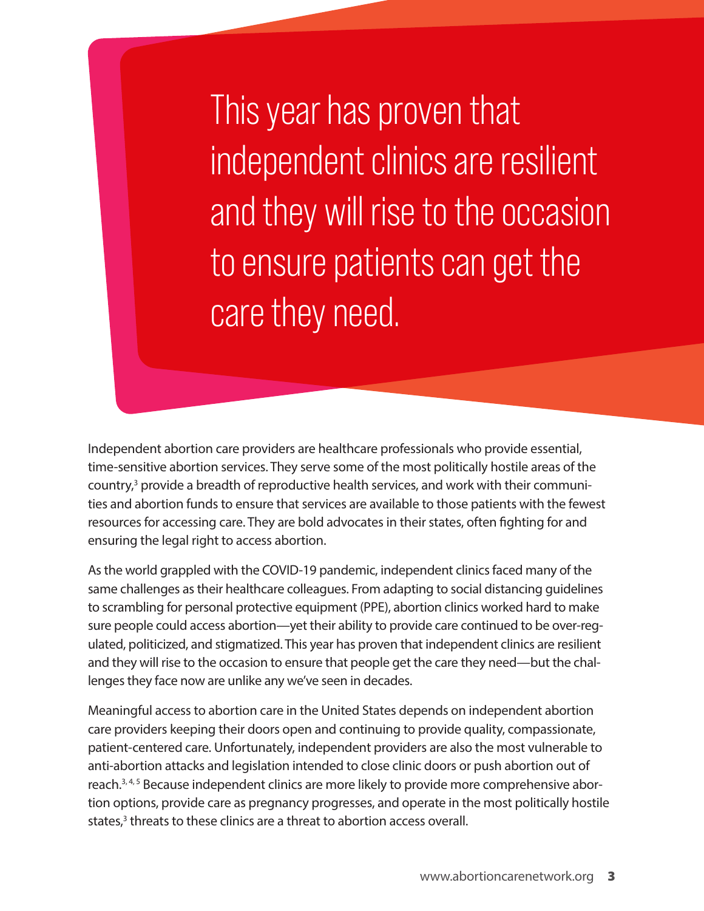> This year has proven that independent clinics are resilient and they will rise to the occasion to ensure patients can get the care they need.

Independent abortion care providers are healthcare professionals who provide essential, time-sensitive abortion services. They serve some of the most politically hostile areas of the country,[3] provide a breadth of reproductive health services, and work with their communities and abortion funds to ensure that services are available to those patients with the fewest resources for accessing care. They are bold advocates in their states, often fighting for and ensuring the legal right to access abortion.

As the world grappled with the COVID-19 pandemic, independent clinics faced many of the same challenges as their healthcare colleagues. From adapting to social distancing guidelines to scrambling for personal protective equipment (PPE), abortion clinics worked hard to make sure people could access abortion—yet their ability to provide care continued to be over-regulated, politicized, and stigmatized. This year has proven that independent clinics are resilient and they will rise to the occasion to ensure that people get the care they need—but the challenges they face now are unlike any we've seen in decades.

Meaningful access to abortion care in the United States depends on independent abortion care providers keeping their doors open and continuing to provide quality, compassionate, patient-centered care. Unfortunately, independent providers are also the most vulnerable to anti-abortion attacks and legislation intended to close clinic doors or push abortion out of reach.[3,4,5] Because independent clinics are more likely to provide more comprehensive abortion options, provide care as pregnancy progresses, and operate in the most politically hostile states,[3] threats to these clinics are a threat to abortion access overall.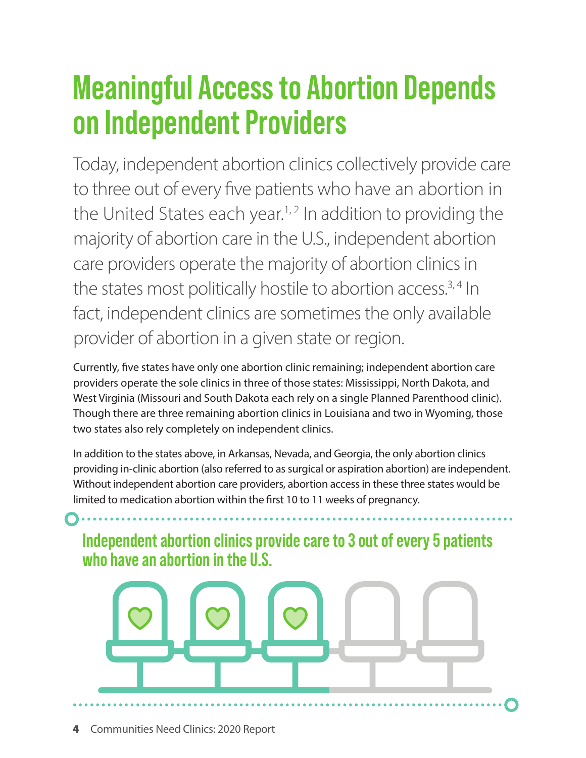# Meaningful Access to Abortion Depends on Independent Providers

Today, independent abortion clinics collectively provide care to three out of every five patients who have an abortion in the United States each year.[1, 2] In addition to providing the majority of abortion care in the U.S., independent abortion care providers operate the majority of abortion clinics in the states most politically hostile to abortion access.[3, 4] In fact, independent clinics are sometimes the only available provider of abortion in a given state or region.

Currently, five states have only one abortion clinic remaining; independent abortion care providers operate the sole clinics in three of those states: Mississippi, North Dakota, and West Virginia (Missouri and South Dakota each rely on a single Planned Parenthood clinic). Though there are three remaining abortion clinics in Louisiana and two in Wyoming, those two states also rely completely on independent clinics.

In addition to the states above, in Arkansas, Nevada, and Georgia, the only abortion clinics providing in-clinic abortion (also referred to as surgical or aspiration abortion) are independent. Without independent abortion care providers, abortion access in these three states would be limited to medication abortion within the first 10 to 11 weeks of pregnancy.

## Independent abortion clinics provide care to 3 out of every 5 patients who have an abortion in the U.S.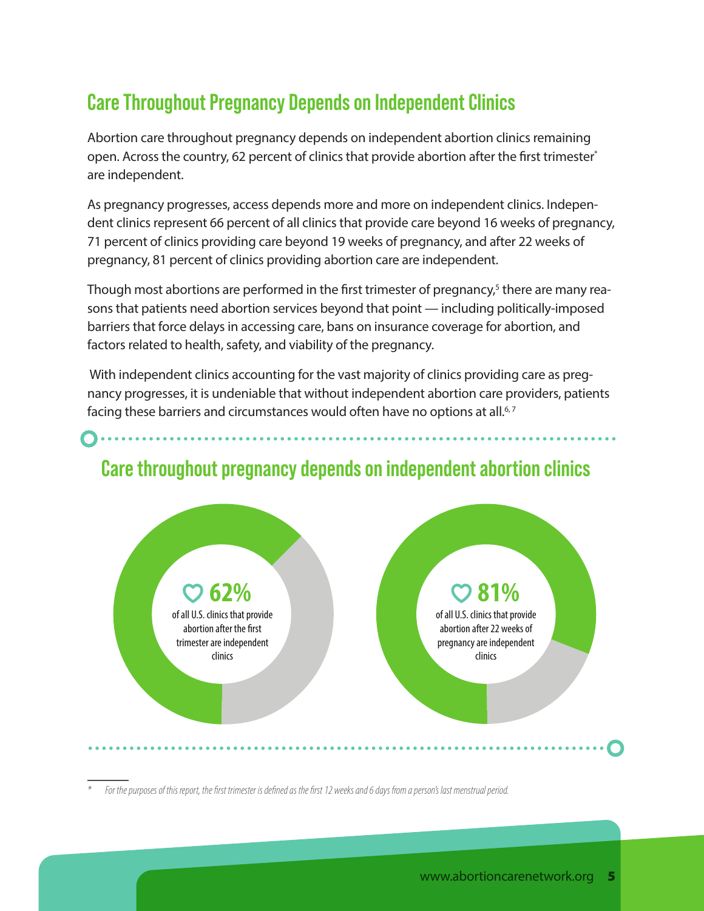## Care Throughout Pregnancy Depends on Independent Clinics

Abortion care throughout pregnancy depends on independent abortion clinics remaining open. Across the country, 62 percent of clinics that provide abortion after the first trimester* are independent.

As pregnancy progresses, access depends more and more on independent clinics. Independent clinics represent 66 percent of all clinics that provide care beyond 16 weeks of pregnancy, 71 percent of clinics providing care beyond 19 weeks of pregnancy, and after 22 weeks of pregnancy, 81 percent of clinics providing abortion care are independent.

Though most abortions are performed in the first trimester of pregnancy,[5] there are many reasons that patients need abortion services beyond that point — including politically-imposed barriers that force delays in accessing care, bans on insurance coverage for abortion, and factors related to health, safety, and viability of the pregnancy.

With independent clinics accounting for the vast majority of clinics providing care as pregnancy progresses, it is undeniable that without independent abortion care providers, patients facing these barriers and circumstances would often have no options at all.[6,7]

### Care throughout pregnancy depends on independent abortion clinics

**62%** of all U.S. clinics that provide abortion after the first trimester are independent clinics

**81%** of all U.S. clinics that provide abortion after 22 weeks of pregnancy are independent clinics

---

\* *For the purposes of this report, the first trimester is defined as the first 12 weeks and 6 days from a person's last menstrual period.*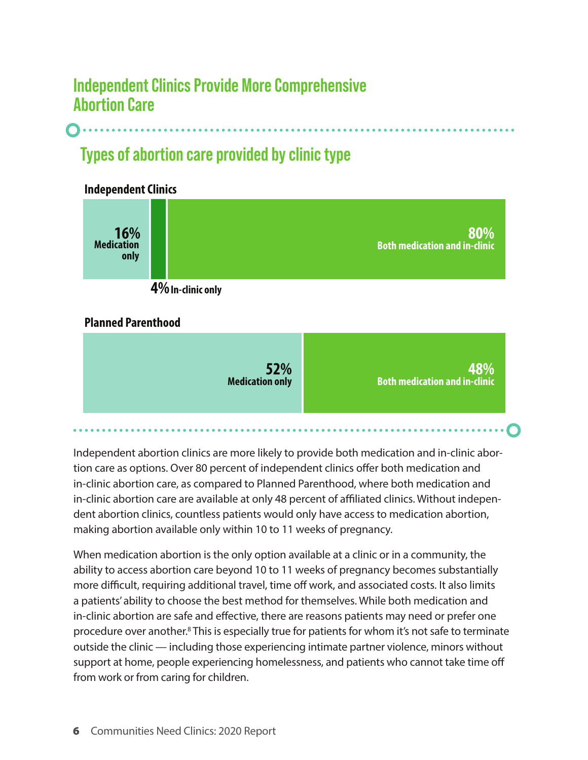## Independent Clinics Provide More Comprehensive Abortion Care

### Types of abortion care provided by clinic type

**Independent Clinics**

**16%** Medication only

**4%** In-clinic only

**80%** Both medication and in-clinic

**Planned Parenthood**

**52%** Medication only

**48%** Both medication and in-clinic

Independent abortion clinics are more likely to provide both medication and in-clinic abortion care as options. Over 80 percent of independent clinics offer both medication and in-clinic abortion care, as compared to Planned Parenthood, where both medication and in-clinic abortion care are available at only 48 percent of affiliated clinics. Without independent abortion clinics, countless patients would only have access to medication abortion, making abortion available only within 10 to 11 weeks of pregnancy.

When medication abortion is the only option available at a clinic or in a community, the ability to access abortion care beyond 10 to 11 weeks of pregnancy becomes substantially more difficult, requiring additional travel, time off work, and associated costs. It also limits a patients' ability to choose the best method for themselves. While both medication and in-clinic abortion are safe and effective, there are reasons patients may need or prefer one procedure over another.[8] This is especially true for patients for whom it's not safe to terminate outside the clinic — including those experiencing intimate partner violence, minors without support at home, people experiencing homelessness, and patients who cannot take time off from work or from caring for children.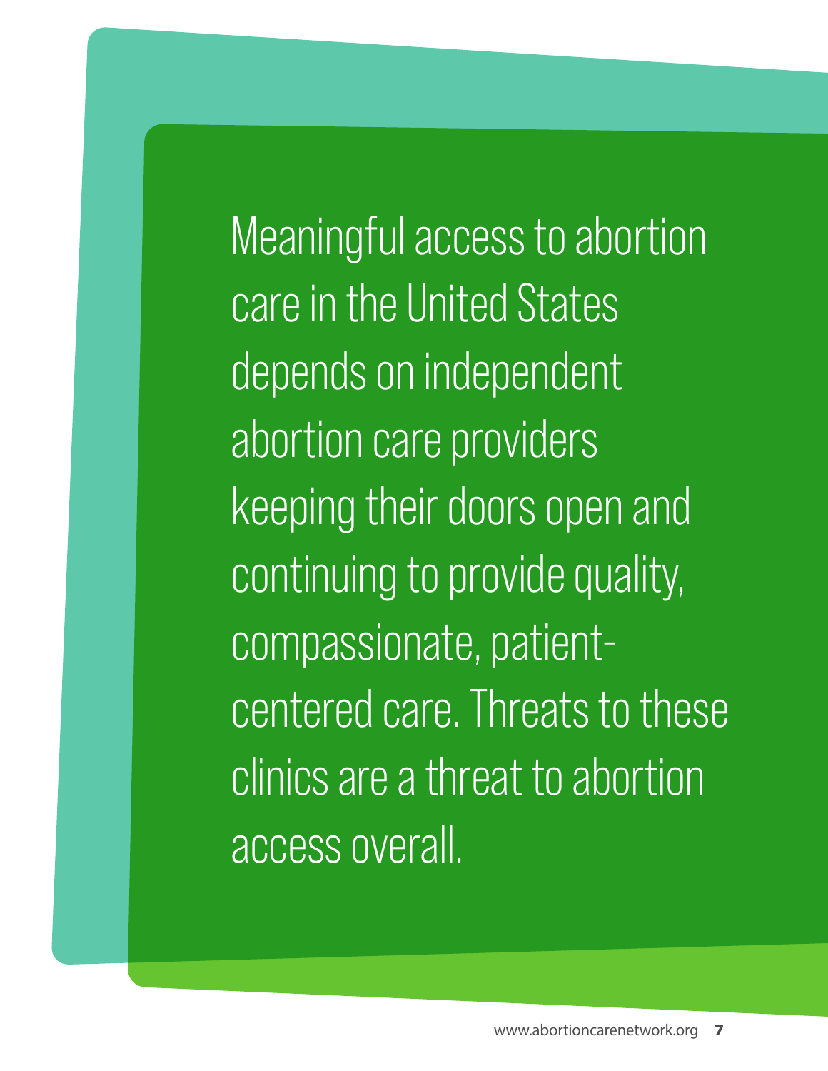Meaningful access to abortion care in the United States depends on independent abortion care providers keeping their doors open and continuing to provide quality, compassionate, patient-centered care. Threats to these clinics are a threat to abortion access overall.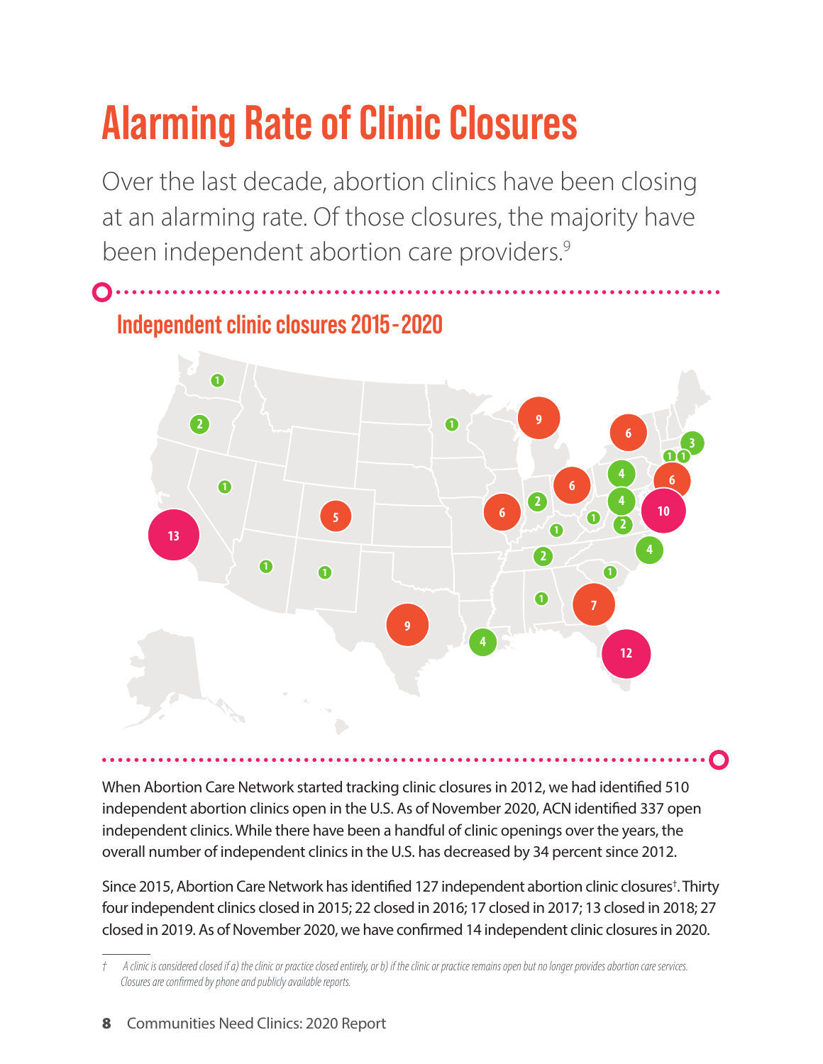# Alarming Rate of Clinic Closures

Over the last decade, abortion clinics have been closing at an alarming rate. Of those closures, the majority have been independent abortion care providers.[9]

## Independent clinic closures 2015-2020

When Abortion Care Network started tracking clinic closures in 2012, we had identified 510 independent abortion clinics open in the U.S. As of November 2020, ACN identified 337 open independent clinics. While there have been a handful of clinic openings over the years, the overall number of independent clinics in the U.S. has decreased by 34 percent since 2012.

Since 2015, Abortion Care Network has identified 127 independent abortion clinic closures†. Thirty four independent clinics closed in 2015; 22 closed in 2016; 17 closed in 2017; 13 closed in 2018; 27 closed in 2019. As of November 2020, we have confirmed 14 independent clinic closures in 2020.

† *A clinic is considered closed if a) the clinic or practice closed entirely, or b) if the clinic or practice remains open but no longer provides abortion care services. Closures are confirmed by phone and publicly available reports.*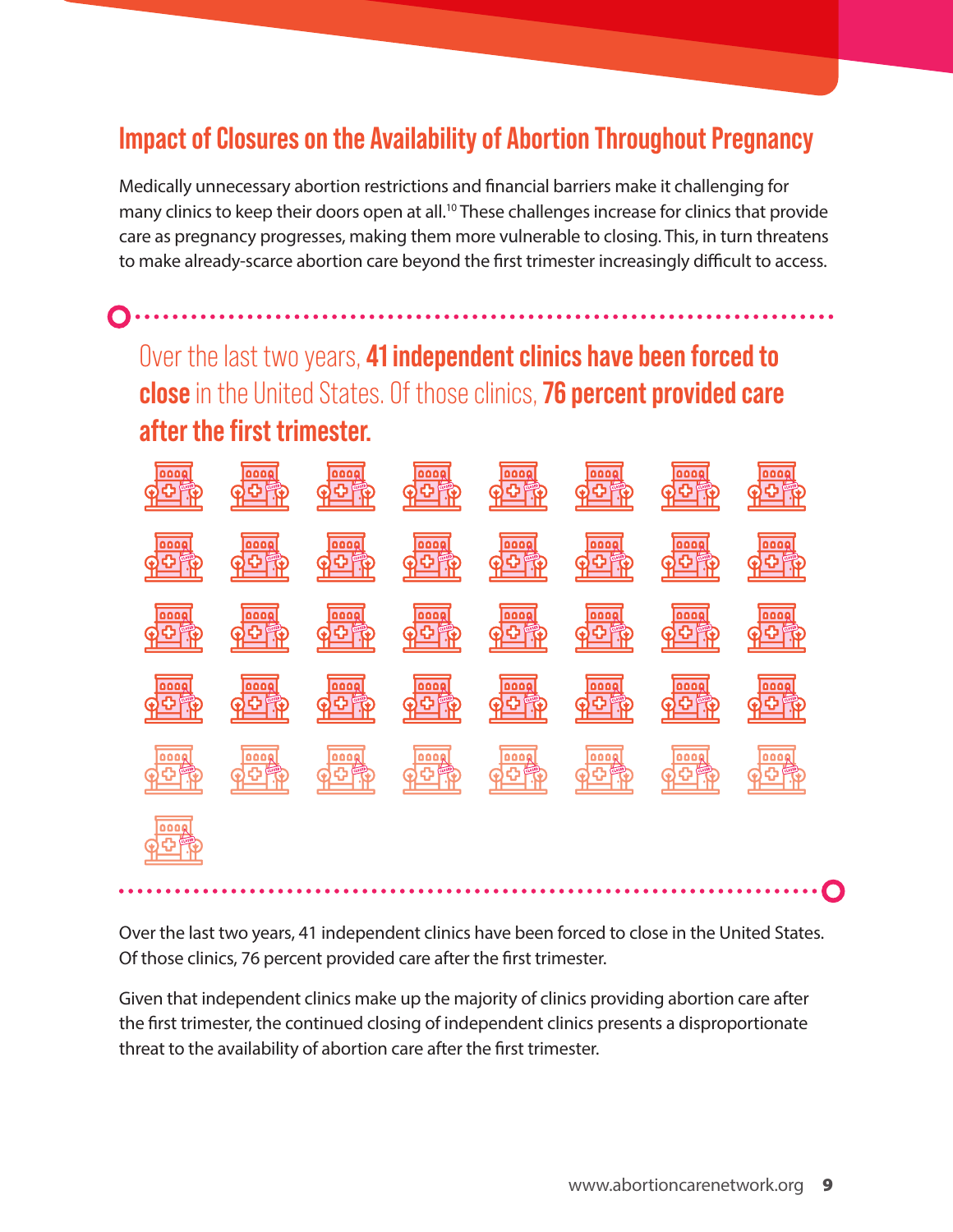## Impact of Closures on the Availability of Abortion Throughout Pregnancy

Medically unnecessary abortion restrictions and financial barriers make it challenging for many clinics to keep their doors open at all.[10] These challenges increase for clinics that provide care as pregnancy progresses, making them more vulnerable to closing. This, in turn threatens to make already-scarce abortion care beyond the first trimester increasingly difficult to access.

Over the last two years, **41 independent clinics have been forced to close** in the United States. Of those clinics, **76 percent provided care after the first trimester.**

Over the last two years, 41 independent clinics have been forced to close in the United States. Of those clinics, 76 percent provided care after the first trimester.

Given that independent clinics make up the majority of clinics providing abortion care after the first trimester, the continued closing of independent clinics presents a disproportionate threat to the availability of abortion care after the first trimester.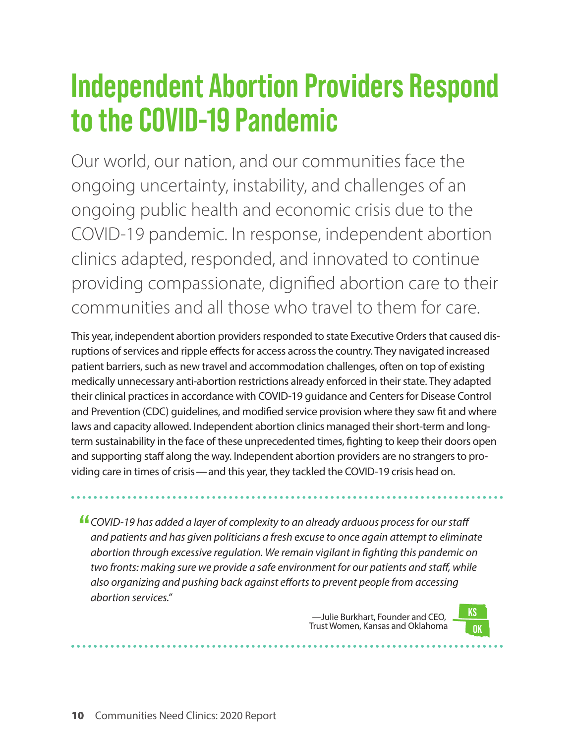# Independent Abortion Providers Respond to the COVID-19 Pandemic

Our world, our nation, and our communities face the ongoing uncertainty, instability, and challenges of an ongoing public health and economic crisis due to the COVID-19 pandemic. In response, independent abortion clinics adapted, responded, and innovated to continue providing compassionate, dignified abortion care to their communities and all those who travel to them for care.

This year, independent abortion providers responded to state Executive Orders that caused disruptions of services and ripple effects for access across the country. They navigated increased patient barriers, such as new travel and accommodation challenges, often on top of existing medically unnecessary anti-abortion restrictions already enforced in their state. They adapted their clinical practices in accordance with COVID-19 guidance and Centers for Disease Control and Prevention (CDC) guidelines, and modified service provision where they saw fit and where laws and capacity allowed. Independent abortion clinics managed their short-term and long-term sustainability in the face of these unprecedented times, fighting to keep their doors open and supporting staff along the way. Independent abortion providers are no strangers to providing care in times of crisis — and this year, they tackled the COVID-19 crisis head on.

> *"COVID-19 has added a layer of complexity to an already arduous process for our staff and patients and has given politicians a fresh excuse to once again attempt to eliminate abortion through excessive regulation. We remain vigilant in fighting this pandemic on two fronts: making sure we provide a safe environment for our patients and staff, while also organizing and pushing back against efforts to prevent people from accessing abortion services."*
>
> —Julie Burkhart, Founder and CEO, Trust Women, Kansas and Oklahoma

KS OK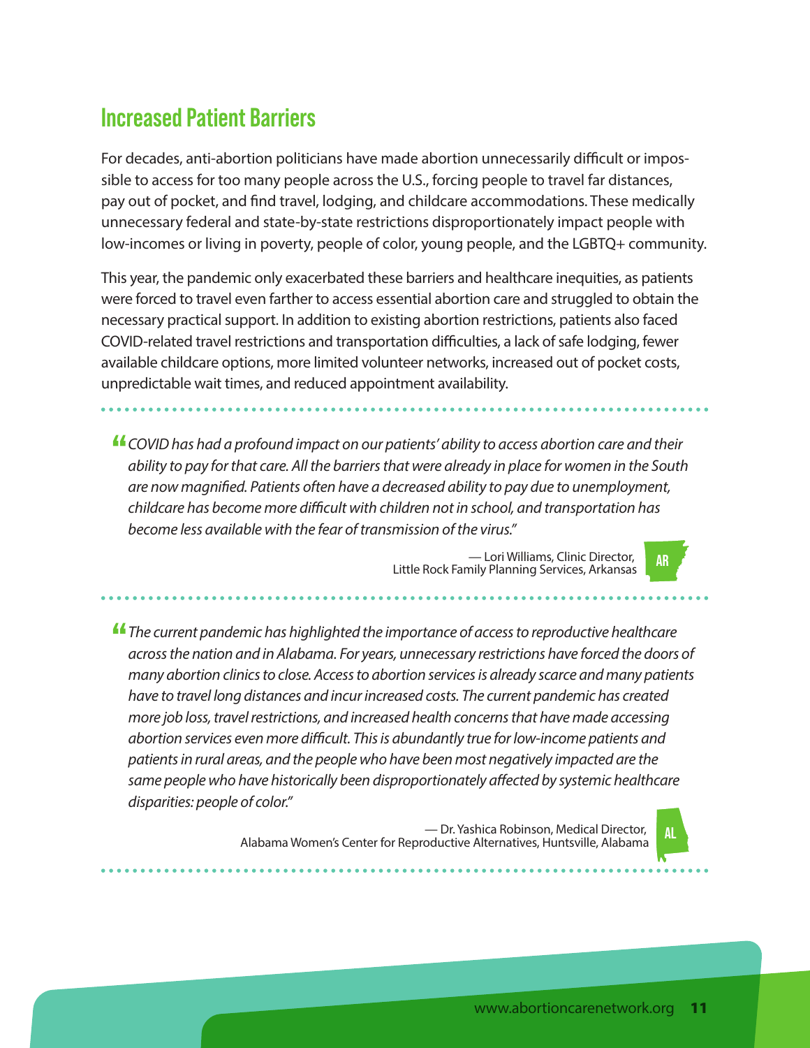## Increased Patient Barriers

For decades, anti-abortion politicians have made abortion unnecessarily difficult or impossible to access for too many people across the U.S., forcing people to travel far distances, pay out of pocket, and find travel, lodging, and childcare accommodations. These medically unnecessary federal and state-by-state restrictions disproportionately impact people with low-incomes or living in poverty, people of color, young people, and the LGBTQ+ community.

This year, the pandemic only exacerbated these barriers and healthcare inequities, as patients were forced to travel even farther to access essential abortion care and struggled to obtain the necessary practical support. In addition to existing abortion restrictions, patients also faced COVID-related travel restrictions and transportation difficulties, a lack of safe lodging, fewer available childcare options, more limited volunteer networks, increased out of pocket costs, unpredictable wait times, and reduced appointment availability.

> *"COVID has had a profound impact on our patients' ability to access abortion care and their ability to pay for that care. All the barriers that were already in place for women in the South are now magnified. Patients often have a decreased ability to pay due to unemployment, childcare has become more difficult with children not in school, and transportation has become less available with the fear of transmission of the virus."*
>
> — Lori Williams, Clinic Director, Little Rock Family Planning Services, Arkansas

AR

> *"The current pandemic has highlighted the importance of access to reproductive healthcare across the nation and in Alabama. For years, unnecessary restrictions have forced the doors of many abortion clinics to close. Access to abortion services is already scarce and many patients have to travel long distances and incur increased costs. The current pandemic has created more job loss, travel restrictions, and increased health concerns that have made accessing abortion services even more difficult. This is abundantly true for low-income patients and patients in rural areas, and the people who have been most negatively impacted are the same people who have historically been disproportionately affected by systemic healthcare disparities: people of color."*
>
> — Dr. Yashica Robinson, Medical Director, Alabama Women's Center for Reproductive Alternatives, Huntsville, Alabama

AL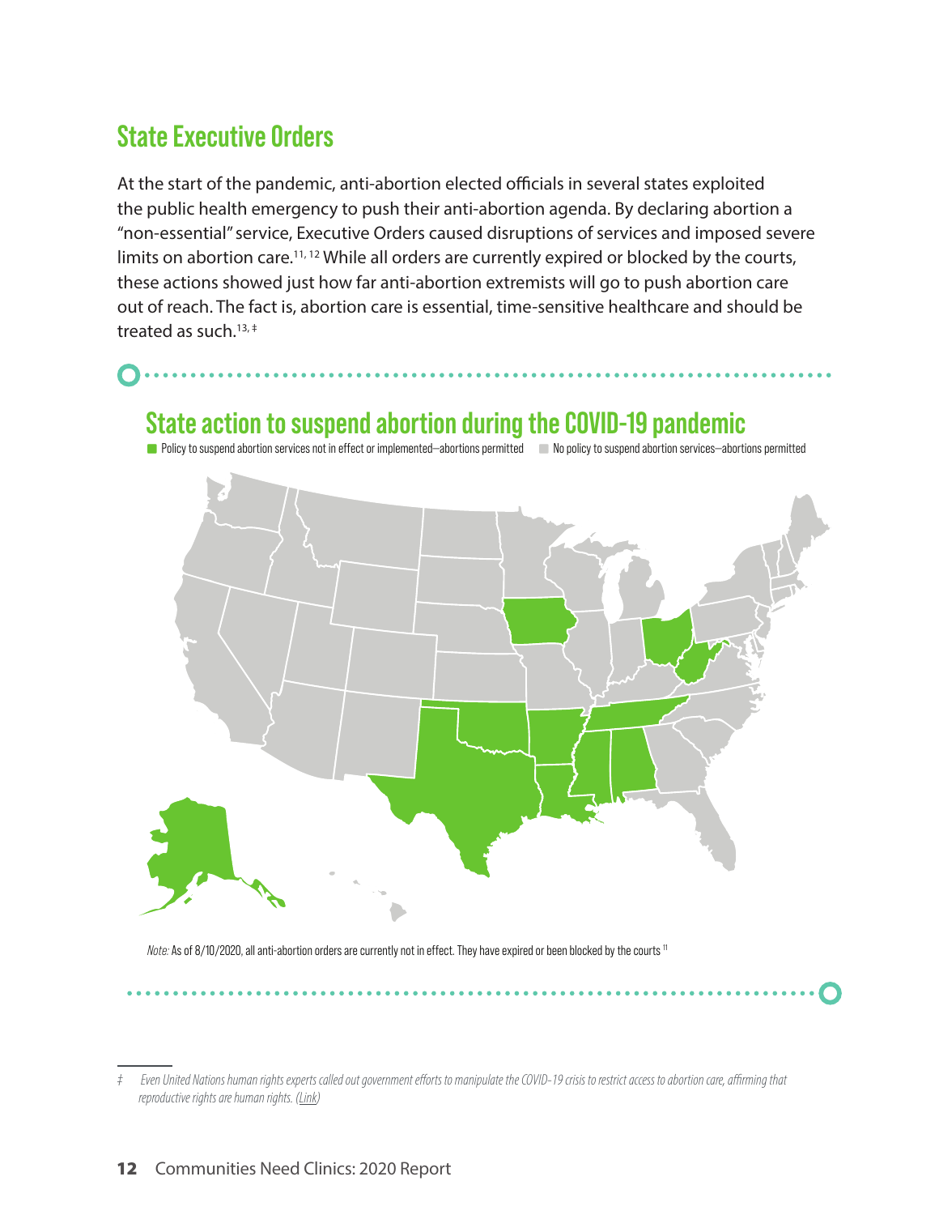## State Executive Orders

At the start of the pandemic, anti-abortion elected officials in several states exploited the public health emergency to push their anti-abortion agenda. By declaring abortion a "non-essential" service, Executive Orders caused disruptions of services and imposed severe limits on abortion care.[11, 12] While all orders are currently expired or blocked by the courts, these actions showed just how far anti-abortion extremists will go to push abortion care out of reach. The fact is, abortion care is essential, time-sensitive healthcare and should be treated as such.[13, ‡]

### State action to suspend abortion during the COVID-19 pandemic

Policy to suspend abortion services not in effect or implemented—abortions permitted

No policy to suspend abortion services—abortions permitted

*Note:* As of 8/10/2020, all anti-abortion orders are currently not in effect. They have expired or been blocked by the courts[11]

‡ *Even United Nations human rights experts called out government efforts to manipulate the COVID-19 crisis to restrict access to abortion care, affirming that reproductive rights are human rights. (Link)*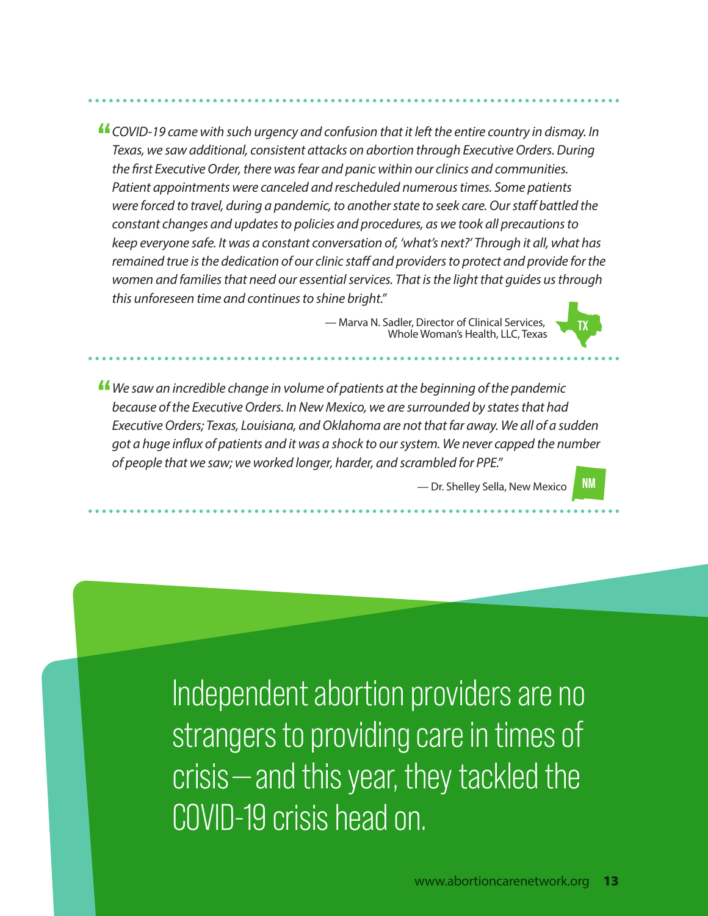*"COVID-19 came with such urgency and confusion that it left the entire country in dismay. In Texas, we saw additional, consistent attacks on abortion through Executive Orders. During the first Executive Order, there was fear and panic within our clinics and communities. Patient appointments were canceled and rescheduled numerous times. Some patients were forced to travel, during a pandemic, to another state to seek care. Our staff battled the constant changes and updates to policies and procedures, as we took all precautions to keep everyone safe. It was a constant conversation of, 'what's next?' Through it all, what has remained true is the dedication of our clinic staff and providers to protect and provide for the women and families that need our essential services. That is the light that guides us through this unforeseen time and continues to shine bright."*

— Marva N. Sadler, Director of Clinical Services, Whole Woman's Health, LLC, Texas

TX

---

*"We saw an incredible change in volume of patients at the beginning of the pandemic because of the Executive Orders. In New Mexico, we are surrounded by states that had Executive Orders; Texas, Louisiana, and Oklahoma are not that far away. We all of a sudden got a huge influx of patients and it was a shock to our system. We never capped the number of people that we saw; we worked longer, harder, and scrambled for PPE."*

— Dr. Shelley Sella, New Mexico

NM

---

Independent abortion providers are no strangers to providing care in times of crisis — and this year, they tackled the COVID-19 crisis head on.

www.abortioncarenetwork.org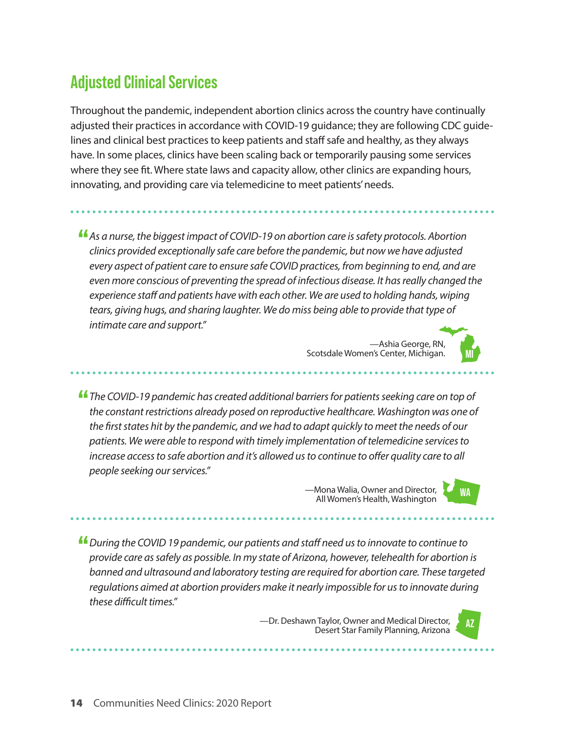## Adjusted Clinical Services

Throughout the pandemic, independent abortion clinics across the country have continually adjusted their practices in accordance with COVID-19 guidance; they are following CDC guidelines and clinical best practices to keep patients and staff safe and healthy, as they always have. In some places, clinics have been scaling back or temporarily pausing some services where they see fit. Where state laws and capacity allow, other clinics are expanding hours, innovating, and providing care via telemedicine to meet patients' needs.

> *"As a nurse, the biggest impact of COVID-19 on abortion care is safety protocols. Abortion clinics provided exceptionally safe care before the pandemic, but now we have adjusted every aspect of patient care to ensure safe COVID practices, from beginning to end, and are even more conscious of preventing the spread of infectious disease. It has really changed the experience staff and patients have with each other. We are used to holding hands, wiping tears, giving hugs, and sharing laughter. We do miss being able to provide that type of intimate care and support."*
>
> —Ashia George, RN, Scotsdale Women's Center, Michigan.

MI

> *"The COVID-19 pandemic has created additional barriers for patients seeking care on top of the constant restrictions already posed on reproductive healthcare. Washington was one of the first states hit by the pandemic, and we had to adapt quickly to meet the needs of our patients. We were able to respond with timely implementation of telemedicine services to increase access to safe abortion and it's allowed us to continue to offer quality care to all people seeking our services."*
>
> —Mona Walia, Owner and Director, All Women's Health, Washington

WA

> *"During the COVID 19 pandemic, our patients and staff need us to innovate to continue to provide care as safely as possible. In my state of Arizona, however, telehealth for abortion is banned and ultrasound and laboratory testing are required for abortion care. These targeted regulations aimed at abortion providers make it nearly impossible for us to innovate during these difficult times."*
>
> —Dr. Deshawn Taylor, Owner and Medical Director, Desert Star Family Planning, Arizona

AZ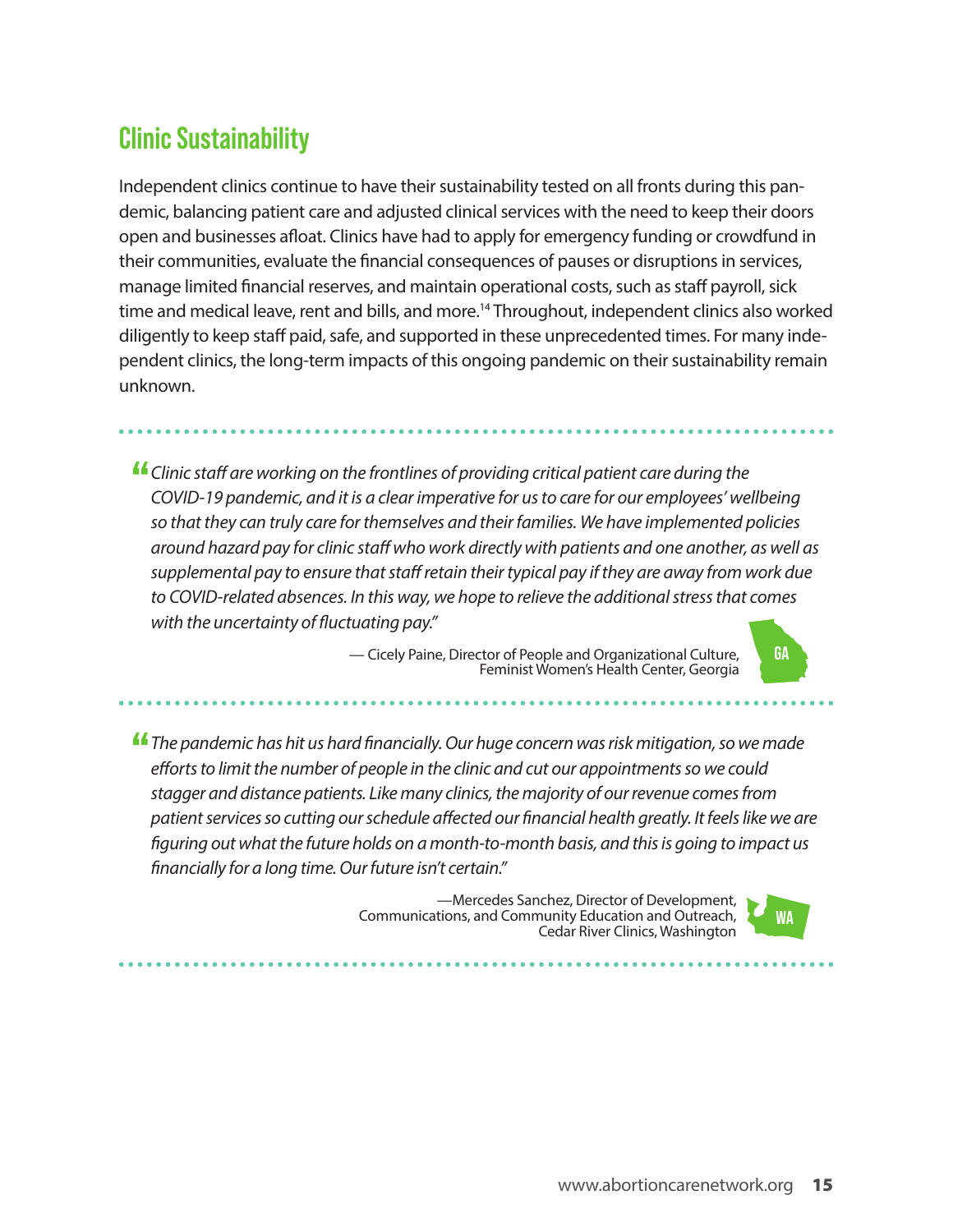## Clinic Sustainability

Independent clinics continue to have their sustainability tested on all fronts during this pandemic, balancing patient care and adjusted clinical services with the need to keep their doors open and businesses afloat. Clinics have had to apply for emergency funding or crowdfund in their communities, evaluate the financial consequences of pauses or disruptions in services, manage limited financial reserves, and maintain operational costs, such as staff payroll, sick time and medical leave, rent and bills, and more.[14] Throughout, independent clinics also worked diligently to keep staff paid, safe, and supported in these unprecedented times. For many independent clinics, the long-term impacts of this ongoing pandemic on their sustainability remain unknown.

> *"Clinic staff are working on the frontlines of providing critical patient care during the COVID-19 pandemic, and it is a clear imperative for us to care for our employees' wellbeing so that they can truly care for themselves and their families. We have implemented policies around hazard pay for clinic staff who work directly with patients and one another, as well as supplemental pay to ensure that staff retain their typical pay if they are away from work due to COVID-related absences. In this way, we hope to relieve the additional stress that comes with the uncertainty of fluctuating pay."*
>
> — Cicely Paine, Director of People and Organizational Culture, Feminist Women's Health Center, Georgia

GA

> *"The pandemic has hit us hard financially. Our huge concern was risk mitigation, so we made efforts to limit the number of people in the clinic and cut our appointments so we could stagger and distance patients. Like many clinics, the majority of our revenue comes from patient services so cutting our schedule affected our financial health greatly. It feels like we are figuring out what the future holds on a month-to-month basis, and this is going to impact us financially for a long time. Our future isn't certain."*
>
> —Mercedes Sanchez, Director of Development, Communications, and Community Education and Outreach, Cedar River Clinics, Washington

WA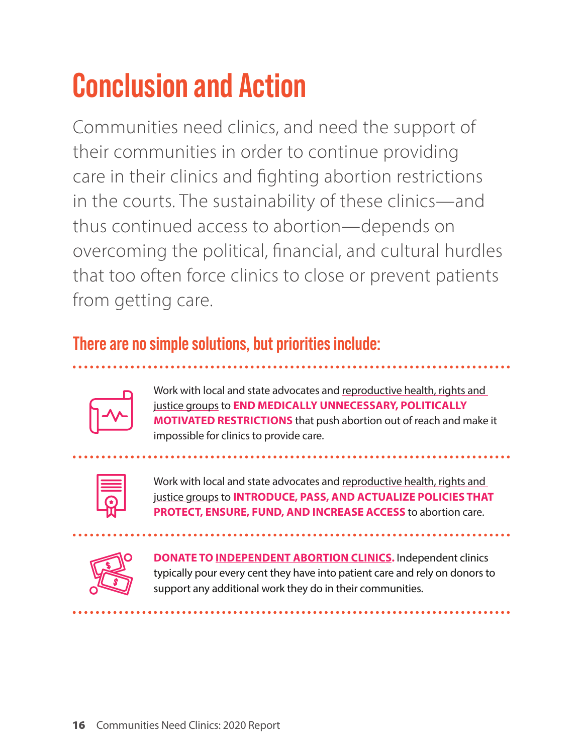# Conclusion and Action

Communities need clinics, and need the support of their communities in order to continue providing care in their clinics and fighting abortion restrictions in the courts. The sustainability of these clinics—and thus continued access to abortion—depends on overcoming the political, financial, and cultural hurdles that too often force clinics to close or prevent patients from getting care.

## There are no simple solutions, but priorities include:

- Work with local and state advocates and reproductive health, rights and justice groups to **END MEDICALLY UNNECESSARY, POLITICALLY MOTIVATED RESTRICTIONS** that push abortion out of reach and make it impossible for clinics to provide care.

- Work with local and state advocates and reproductive health, rights and justice groups to **INTRODUCE, PASS, AND ACTUALIZE POLICIES THAT PROTECT, ENSURE, FUND, AND INCREASE ACCESS** to abortion care.

- **DONATE TO INDEPENDENT ABORTION CLINICS.** Independent clinics typically pour every cent they have into patient care and rely on donors to support any additional work they do in their communities.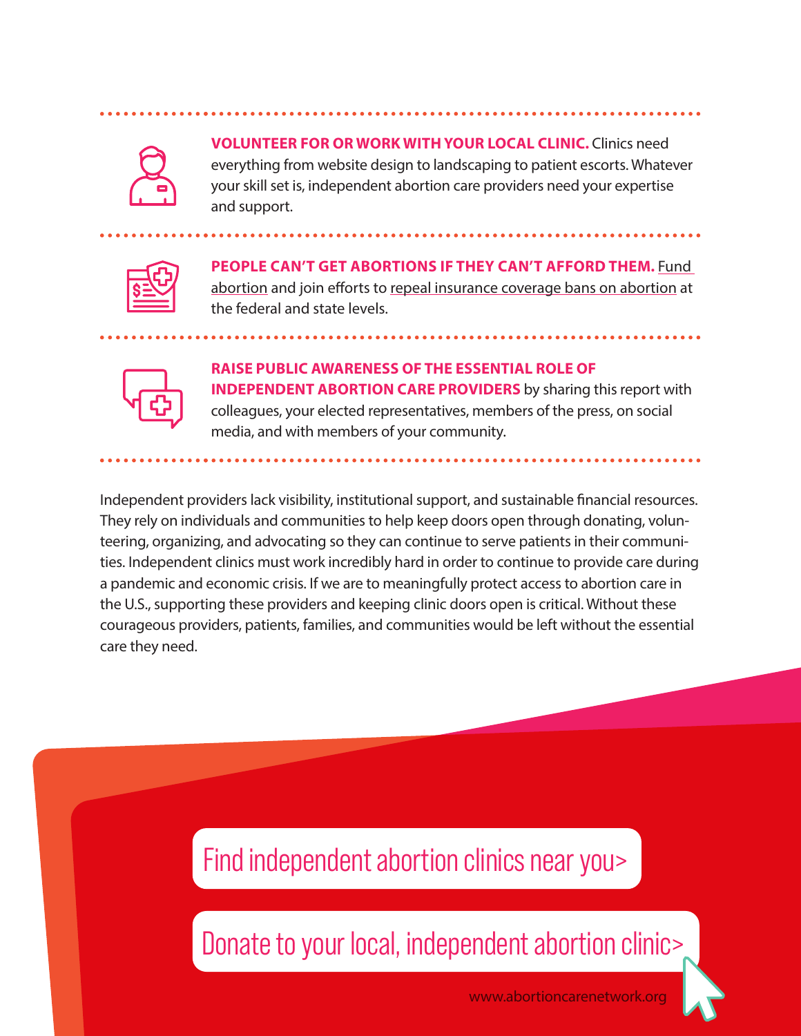**VOLUNTEER FOR OR WORK WITH YOUR LOCAL CLINIC.** Clinics need everything from website design to landscaping to patient escorts. Whatever your skill set is, independent abortion care providers need your expertise and support.

**PEOPLE CAN'T GET ABORTIONS IF THEY CAN'T AFFORD THEM.** Fund abortion and join efforts to repeal insurance coverage bans on abortion at the federal and state levels.

**RAISE PUBLIC AWARENESS OF THE ESSENTIAL ROLE OF INDEPENDENT ABORTION CARE PROVIDERS** by sharing this report with colleagues, your elected representatives, members of the press, on social media, and with members of your community.

Independent providers lack visibility, institutional support, and sustainable financial resources. They rely on individuals and communities to help keep doors open through donating, volunteering, organizing, and advocating so they can continue to serve patients in their communities. Independent clinics must work incredibly hard in order to continue to provide care during a pandemic and economic crisis. If we are to meaningfully protect access to abortion care in the U.S., supporting these providers and keeping clinic doors open is critical. Without these courageous providers, patients, families, and communities would be left without the essential care they need.

Find independent abortion clinics near you>

Donate to your local, independent abortion clinic>

www.abortioncarenetwork.org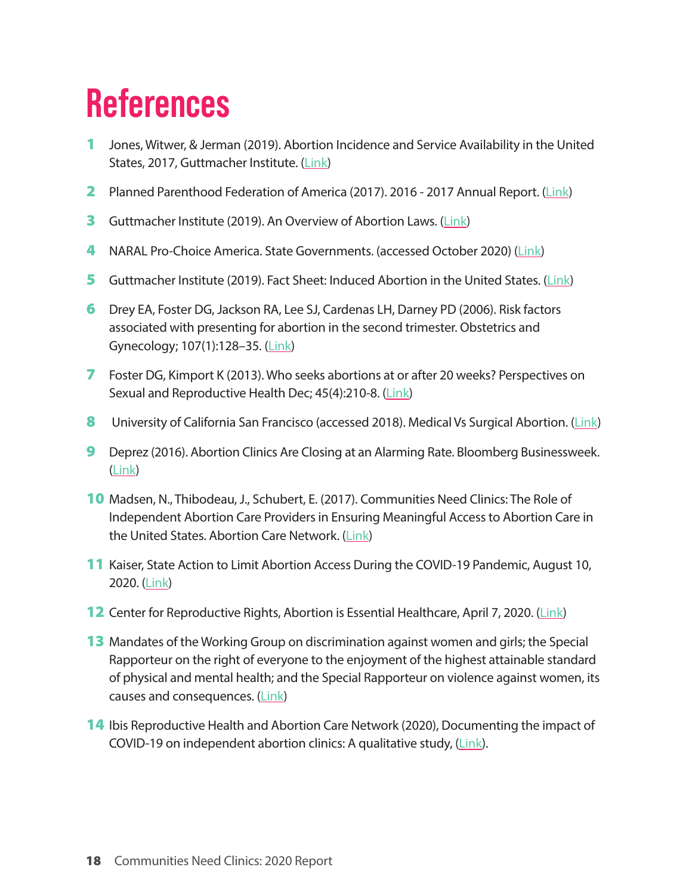# References

1. Jones, Witwer, & Jerman (2019). Abortion Incidence and Service Availability in the United States, 2017, Guttmacher Institute. (Link)
2. Planned Parenthood Federation of America (2017). 2016 - 2017 Annual Report. (Link)
3. Guttmacher Institute (2019). An Overview of Abortion Laws. (Link)
4. NARAL Pro-Choice America. State Governments. (accessed October 2020) (Link)
5. Guttmacher Institute (2019). Fact Sheet: Induced Abortion in the United States. (Link)
6. Drey EA, Foster DG, Jackson RA, Lee SJ, Cardenas LH, Darney PD (2006). Risk factors associated with presenting for abortion in the second trimester. Obstetrics and Gynecology; 107(1):128–35. (Link)
7. Foster DG, Kimport K (2013). Who seeks abortions at or after 20 weeks? Perspectives on Sexual and Reproductive Health Dec; 45(4):210-8. (Link)
8. University of California San Francisco (accessed 2018). Medical Vs Surgical Abortion. (Link)
9. Deprez (2016). Abortion Clinics Are Closing at an Alarming Rate. Bloomberg Businessweek. (Link)
10. Madsen, N., Thibodeau, J., Schubert, E. (2017). Communities Need Clinics: The Role of Independent Abortion Care Providers in Ensuring Meaningful Access to Abortion Care in the United States. Abortion Care Network. (Link)
11. Kaiser, State Action to Limit Abortion Access During the COVID-19 Pandemic, August 10, 2020. (Link)
12. Center for Reproductive Rights, Abortion is Essential Healthcare, April 7, 2020. (Link)
13. Mandates of the Working Group on discrimination against women and girls; the Special Rapporteur on the right of everyone to the enjoyment of the highest attainable standard of physical and mental health; and the Special Rapporteur on violence against women, its causes and consequences. (Link)
14. Ibis Reproductive Health and Abortion Care Network (2020), Documenting the impact of COVID-19 on independent abortion clinics: A qualitative study, (Link).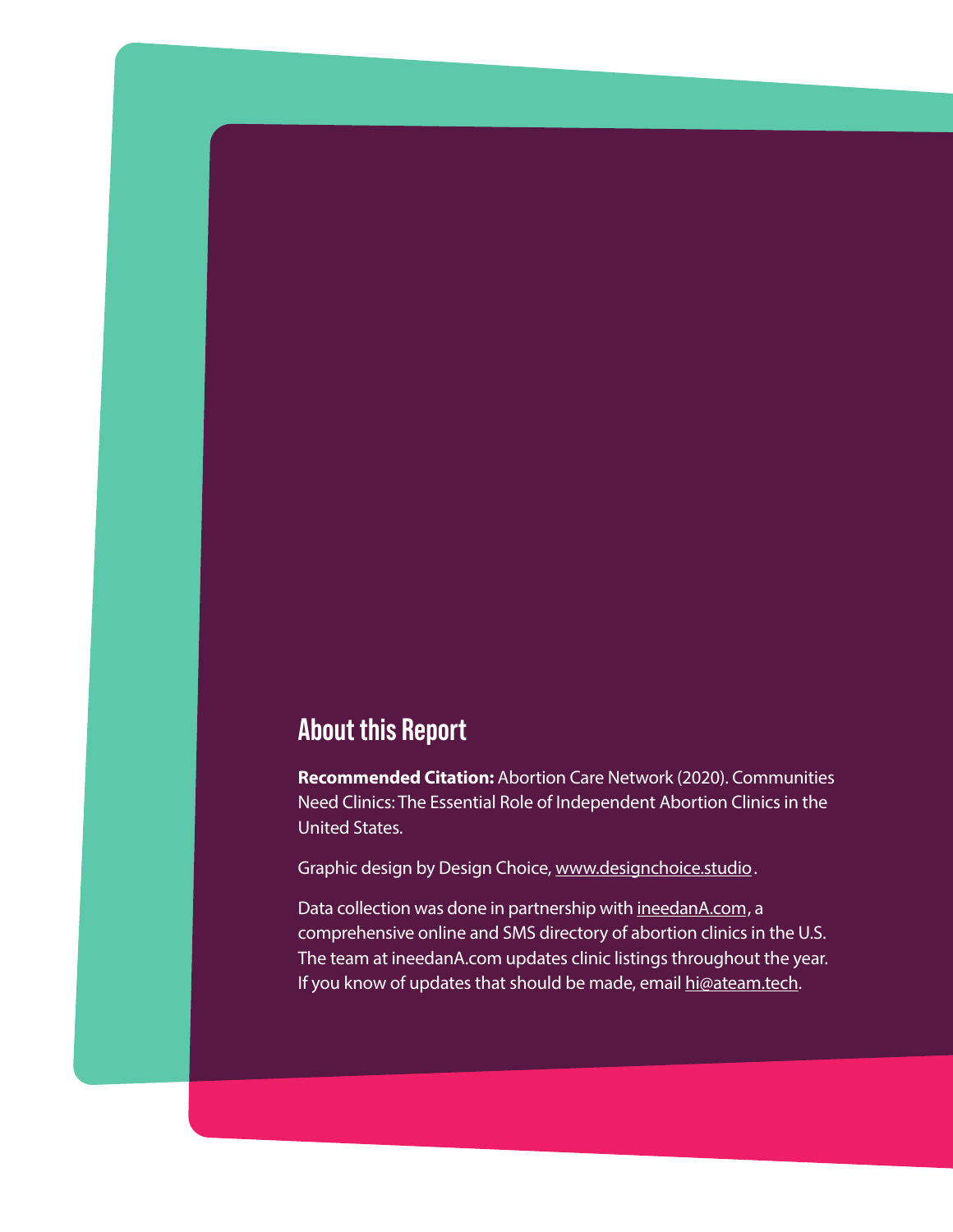## About this Report

**Recommended Citation:** Abortion Care Network (2020). Communities Need Clinics: The Essential Role of Independent Abortion Clinics in the United States.

Graphic design by Design Choice, www.designchoice.studio.

Data collection was done in partnership with ineedanA.com, a comprehensive online and SMS directory of abortion clinics in the U.S. The team at ineedanA.com updates clinic listings throughout the year. If you know of updates that should be made, email hi@ateam.tech.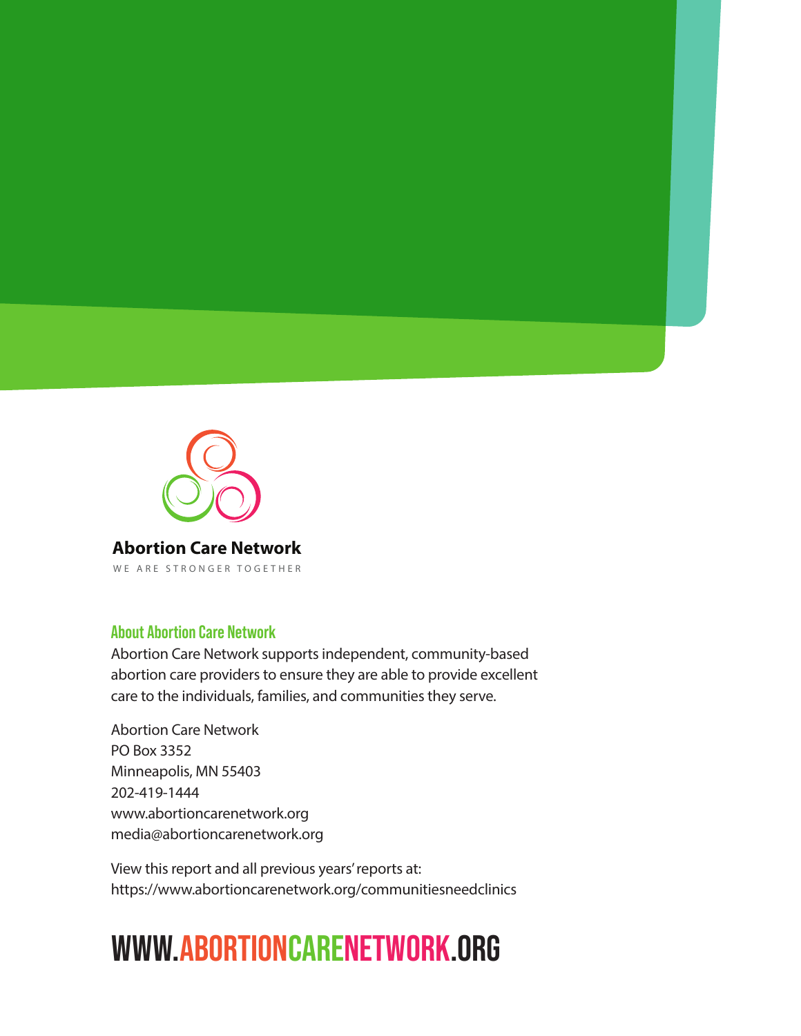**Abortion Care Network**

WE ARE STRONGER TOGETHER

## About Abortion Care Network

Abortion Care Network supports independent, community-based abortion care providers to ensure they are able to provide excellent care to the individuals, families, and communities they serve.

Abortion Care Network
PO Box 3352
Minneapolis, MN 55403
202-419-1444
www.abortioncarenetwork.org
media@abortioncarenetwork.org

View this report and all previous years' reports at:
https://www.abortioncarenetwork.org/communitiesneedclinics

WWW.ABORTIONCARENETWORK.ORG